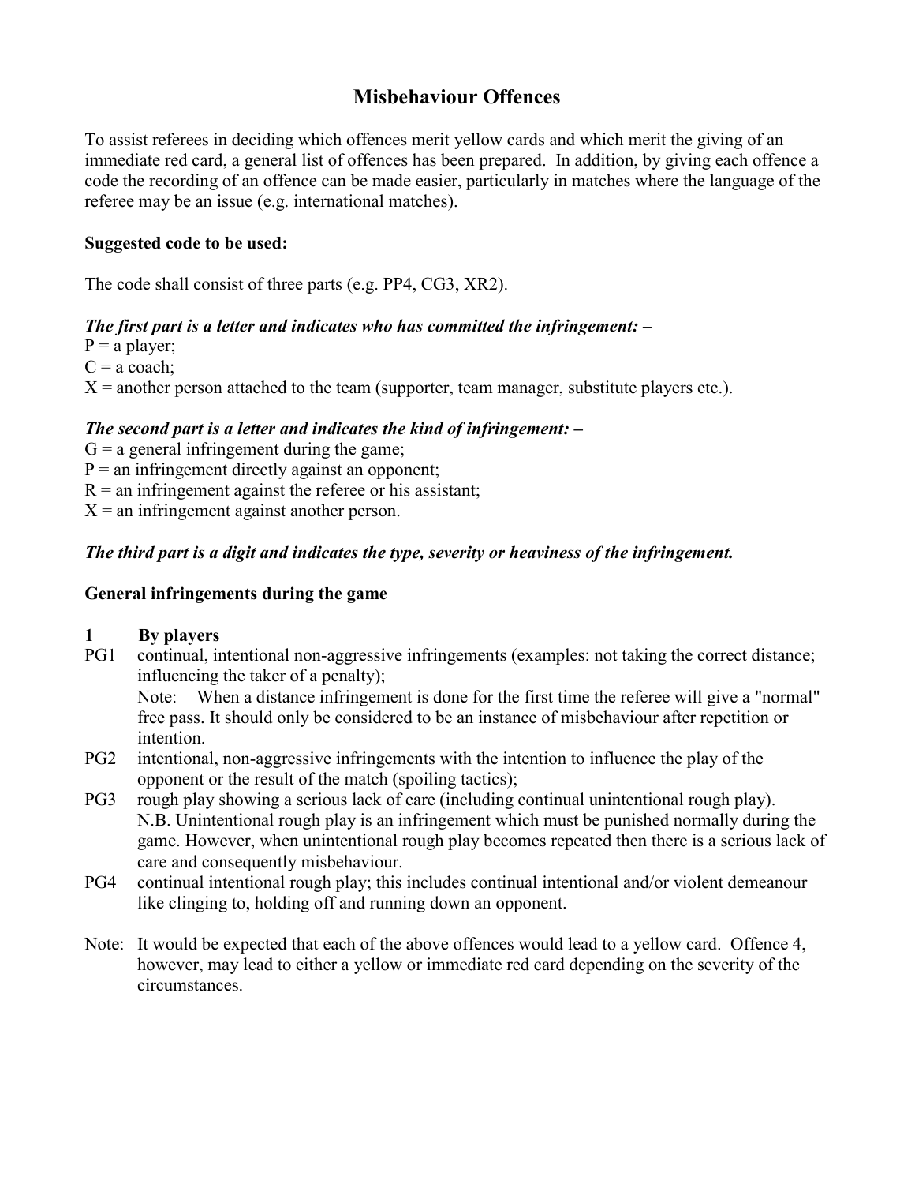# Misbehaviour Offences

To assist referees in deciding which offences merit yellow cards and which merit the giving of an immediate red card, a general list of offences has been prepared. In addition, by giving each offence a code the recording of an offence can be made easier, particularly in matches where the language of the referee may be an issue (e.g. international matches).

**Suggested code to be used:**

The code shall consist of three parts (e.g. PP4, CG3, XR2).

***The first part is a letter and indicates who has committed the infringement: –***

P = a player;
C = a coach;
X = another person attached to the team (supporter, team manager, substitute players etc.).

***The second part is a letter and indicates the kind of infringement: –***

G = a general infringement during the game;
P = an infringement directly against an opponent;
R = an infringement against the referee or his assistant;
X = an infringement against another person.

***The third part is a digit and indicates the type, severity or heaviness of the infringement.***

**General infringements during the game**

**1 By players**

PG1 continual, intentional non-aggressive infringements (examples: not taking the correct distance; influencing the taker of a penalty);
Note: When a distance infringement is done for the first time the referee will give a "normal" free pass. It should only be considered to be an instance of misbehaviour after repetition or intention.

PG2 intentional, non-aggressive infringements with the intention to influence the play of the opponent or the result of the match (spoiling tactics);

PG3 rough play showing a serious lack of care (including continual unintentional rough play).
N.B. Unintentional rough play is an infringement which must be punished normally during the game. However, when unintentional rough play becomes repeated then there is a serious lack of care and consequently misbehaviour.

PG4 continual intentional rough play; this includes continual intentional and/or violent demeanour like clinging to, holding off and running down an opponent.

Note: It would be expected that each of the above offences would lead to a yellow card. Offence 4, however, may lead to either a yellow or immediate red card depending on the severity of the circumstances.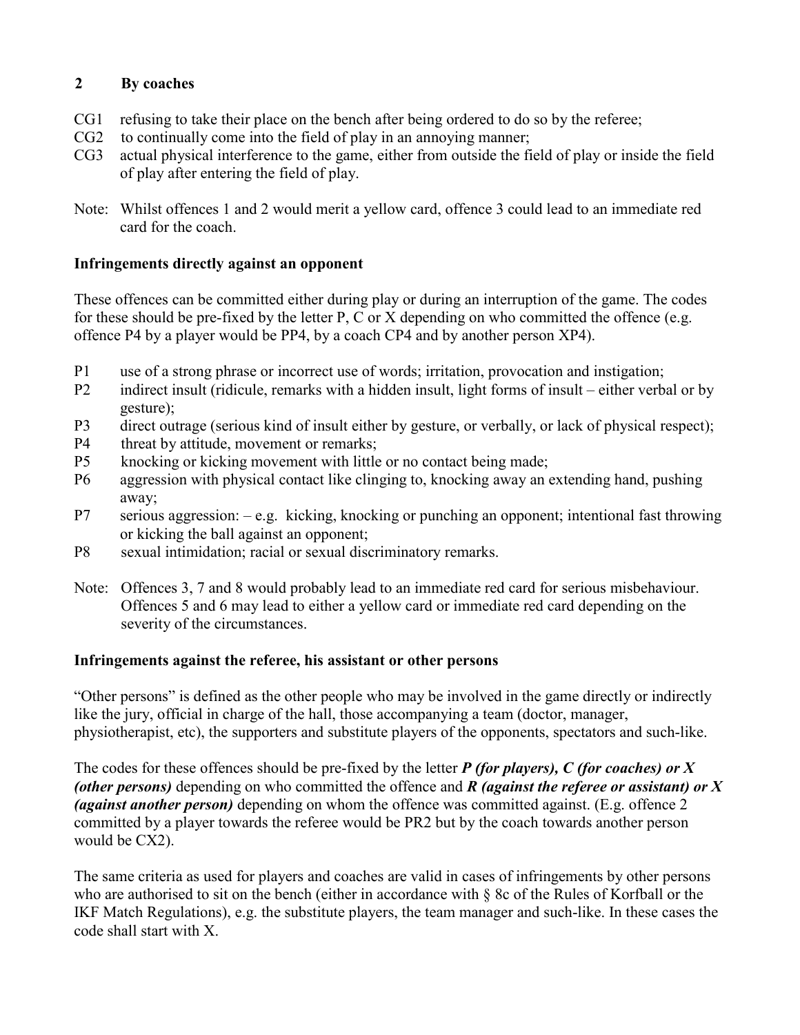## 2 By coaches

- CG1 refusing to take their place on the bench after being ordered to do so by the referee;
- CG2 to continually come into the field of play in an annoying manner;
- CG3 actual physical interference to the game, either from outside the field of play or inside the field of play after entering the field of play.

Note: Whilst offences 1 and 2 would merit a yellow card, offence 3 could lead to an immediate red card for the coach.

### Infringements directly against an opponent

These offences can be committed either during play or during an interruption of the game. The codes for these should be pre-fixed by the letter P, C or X depending on who committed the offence (e.g. offence P4 by a player would be PP4, by a coach CP4 and by another person XP4).

- P1 use of a strong phrase or incorrect use of words; irritation, provocation and instigation;
- P2 indirect insult (ridicule, remarks with a hidden insult, light forms of insult – either verbal or by gesture);
- P3 direct outrage (serious kind of insult either by gesture, or verbally, or lack of physical respect);
- P4 threat by attitude, movement or remarks;
- P5 knocking or kicking movement with little or no contact being made;
- P6 aggression with physical contact like clinging to, knocking away an extending hand, pushing away;
- P7 serious aggression: – e.g. kicking, knocking or punching an opponent; intentional fast throwing or kicking the ball against an opponent;
- P8 sexual intimidation; racial or sexual discriminatory remarks.

Note: Offences 3, 7 and 8 would probably lead to an immediate red card for serious misbehaviour. Offences 5 and 6 may lead to either a yellow card or immediate red card depending on the severity of the circumstances.

### Infringements against the referee, his assistant or other persons

"Other persons" is defined as the other people who may be involved in the game directly or indirectly like the jury, official in charge of the hall, those accompanying a team (doctor, manager, physiotherapist, etc), the supporters and substitute players of the opponents, spectators and such-like.

The codes for these offences should be pre-fixed by the letter ***P (for players), C (for coaches) or X (other persons)*** depending on who committed the offence and ***R (against the referee or assistant) or X (against another person)*** depending on whom the offence was committed against. (E.g. offence 2 committed by a player towards the referee would be PR2 but by the coach towards another person would be CX2).

The same criteria as used for players and coaches are valid in cases of infringements by other persons who are authorised to sit on the bench (either in accordance with § 8c of the Rules of Korfball or the IKF Match Regulations), e.g. the substitute players, the team manager and such-like. In these cases the code shall start with X.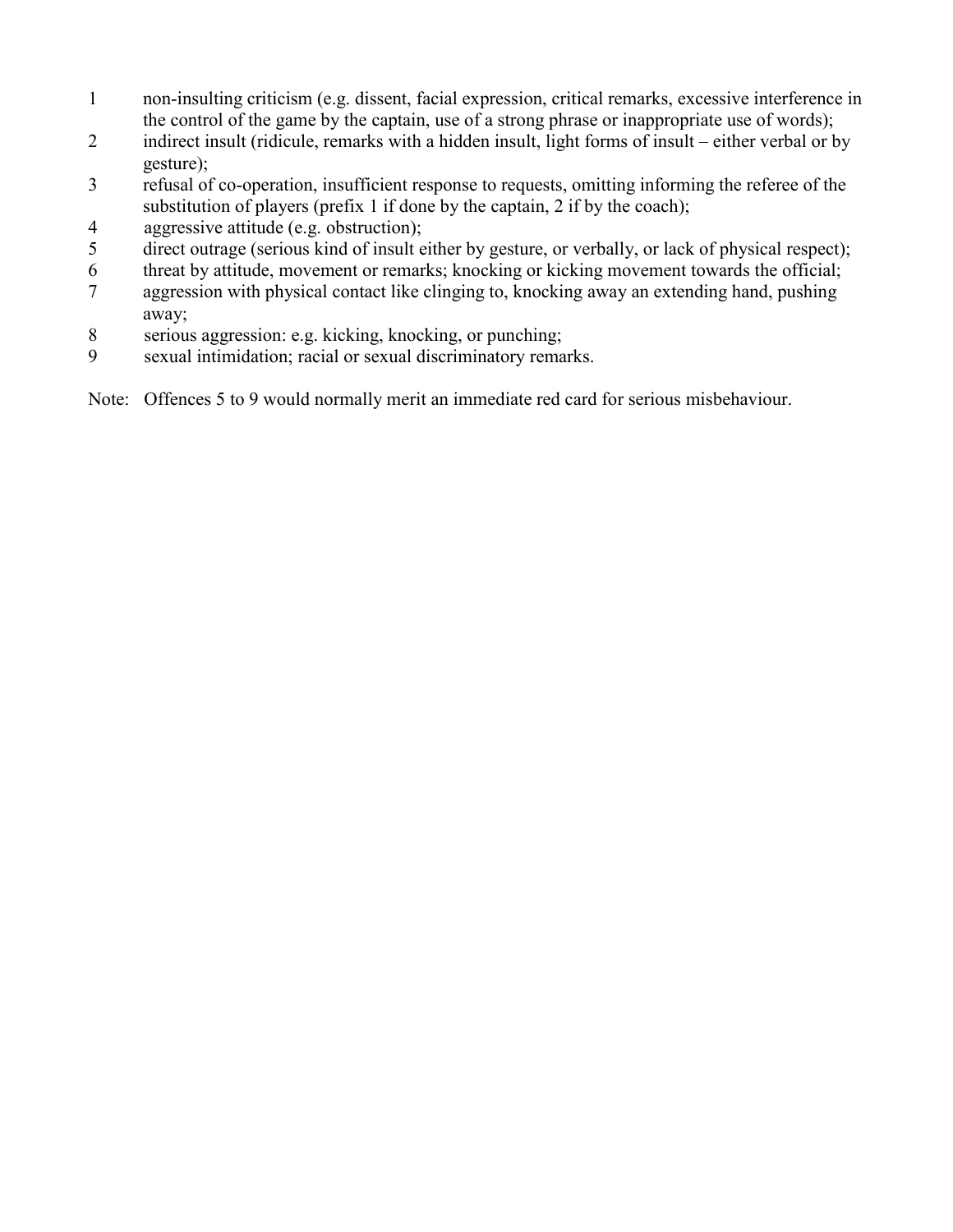1. non-insulting criticism (e.g. dissent, facial expression, critical remarks, excessive interference in the control of the game by the captain, use of a strong phrase or inappropriate use of words);
2. indirect insult (ridicule, remarks with a hidden insult, light forms of insult – either verbal or by gesture);
3. refusal of co-operation, insufficient response to requests, omitting informing the referee of the substitution of players (prefix 1 if done by the captain, 2 if by the coach);
4. aggressive attitude (e.g. obstruction);
5. direct outrage (serious kind of insult either by gesture, or verbally, or lack of physical respect);
6. threat by attitude, movement or remarks; knocking or kicking movement towards the official;
7. aggression with physical contact like clinging to, knocking away an extending hand, pushing away;
8. serious aggression: e.g. kicking, knocking, or punching;
9. sexual intimidation; racial or sexual discriminatory remarks.

Note: Offences 5 to 9 would normally merit an immediate red card for serious misbehaviour.